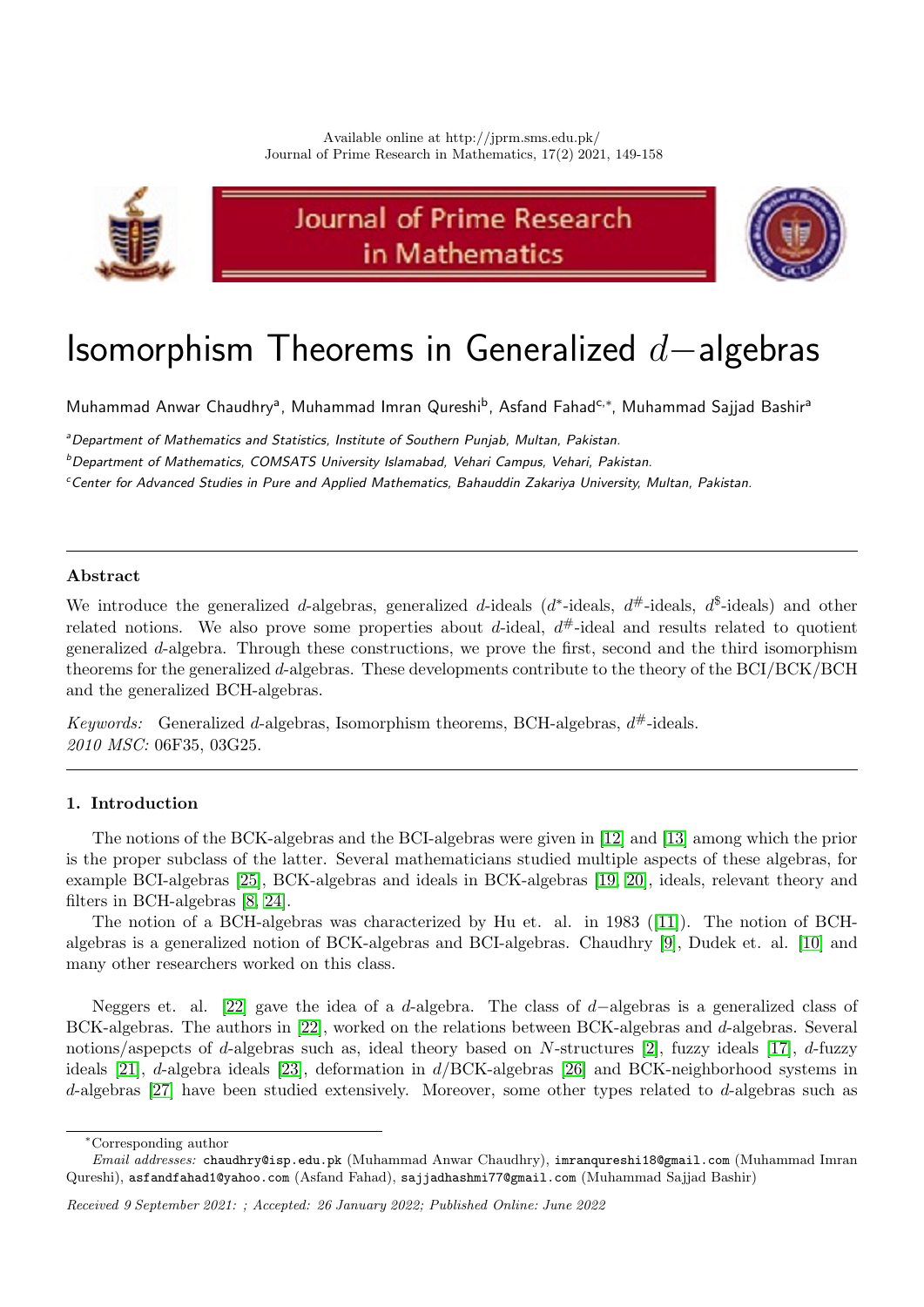Available online at http://jprm.sms.edu.pk/
Journal of Prime Research in Mathematics, 17(2) 2021, 149-158

# Isomorphism Theorems in Generalized $d-$algebras

Muhammad Anwar Chaudhry[a], Muhammad Imran Qureshi[b], Asfand Fahad[c,*], Muhammad Sajjad Bashir[a]

[a] *Department of Mathematics and Statistics, Institute of Southern Punjab, Multan, Pakistan.*

[b] *Department of Mathematics, COMSATS University Islamabad, Vehari Campus, Vehari, Pakistan.*

[c] *Center for Advanced Studies in Pure and Applied Mathematics, Bahauddin Zakariya University, Multan, Pakistan.*

---

**Abstract**

We introduce the generalized $d$-algebras, generalized $d$-ideals ($d^*$-ideals, $d^\#$-ideals, $d^\$$-ideals) and other related notions. We also prove some properties about $d$-ideal, $d^\#$-ideal and results related to quotient generalized $d$-algebra. Through these constructions, we prove the first, second and the third isomorphism theorems for the generalized $d$-algebras. These developments contribute to the theory of the BCI/BCK/BCH and the generalized BCH-algebras.

*Keywords:* Generalized $d$-algebras, Isomorphism theorems, BCH-algebras, $d^\#$-ideals.
*2010 MSC:* 06F35, 03G25.

---

## 1. Introduction

The notions of the BCK-algebras and the BCI-algebras were given in [12] and [13] among which the prior is the proper subclass of the latter. Several mathematicians studied multiple aspects of these algebras, for example BCI-algebras [25], BCK-algebras and ideals in BCK-algebras [19, 20], ideals, relevant theory and filters in BCH-algebras [8, 24].

The notion of a BCH-algebras was characterized by Hu et. al. in 1983 ([11]). The notion of BCH-algebras is a generalized notion of BCK-algebras and BCI-algebras. Chaudhry [9], Dudek et. al. [10] and many other researchers worked on this class.

Neggers et. al. [22] gave the idea of a $d$-algebra. The class of $d-$algebras is a generalized class of BCK-algebras. The authors in [22], worked on the relations between BCK-algebras and $d$-algebras. Several notions/aspepcts of $d$-algebras such as, ideal theory based on $N$-structures [2], fuzzy ideals [17], $d$-fuzzy ideals [21], $d$-algebra ideals [23], deformation in $d$/BCK-algebras [26] and BCK-neighborhood systems in $d$-algebras [27] have been studied extensively. Moreover, some other types related to $d$-algebras such as

---

*Corresponding author

*Email addresses:* chaudhry@isp.edu.pk (Muhammad Anwar Chaudhry), imranqureshi18@gmail.com (Muhammad Imran Qureshi), asfandfahad1@yahoo.com (Asfand Fahad), sajjadhashmi77@gmail.com (Muhammad Sajjad Bashir)

*Received 9 September 2021: ; Accepted: 26 January 2022; Published Online: June 2022*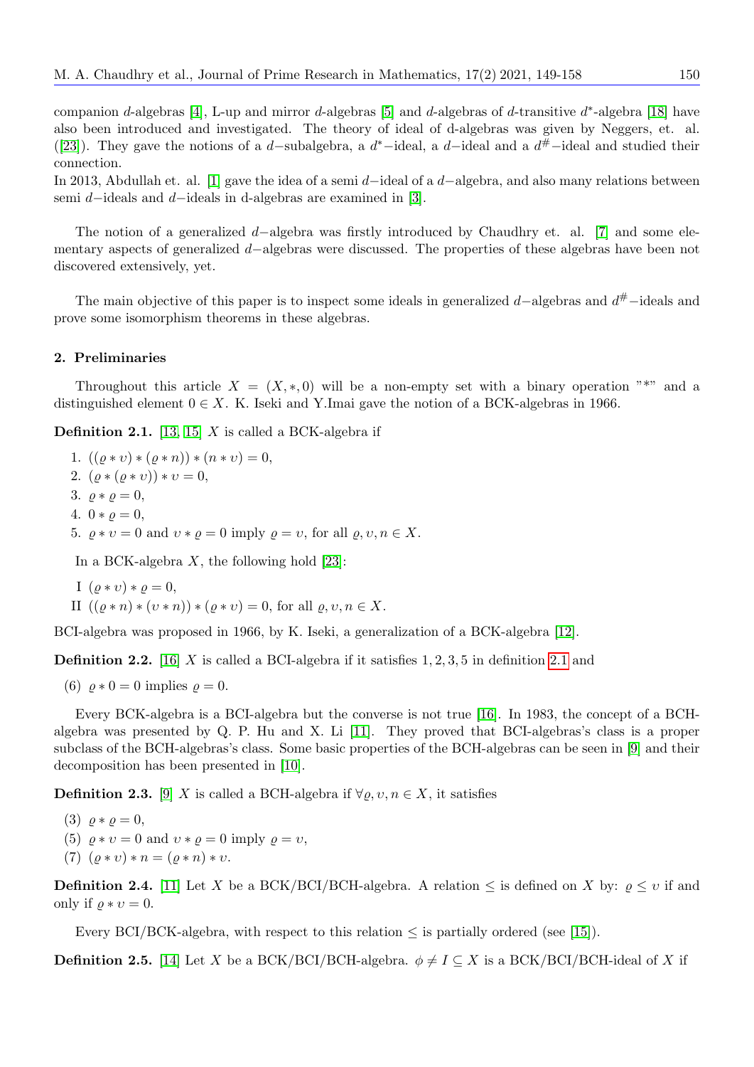companion $d$-algebras [4], L-up and mirror $d$-algebras [5] and $d$-algebras of $d$-transitive $d^*$-algebra [18] have also been introduced and investigated. The theory of ideal of d-algebras was given by Neggers, et. al. ([23]). They gave the notions of a $d-$subalgebra, a $d^*-$ideal, a $d-$ideal and a $d^{\#}-$ideal and studied their connection.
In 2013, Abdullah et. al. [1] gave the idea of a semi $d-$ideal of a $d-$algebra, and also many relations between semi $d-$ideals and $d-$ideals in d-algebras are examined in [3].

The notion of a generalized $d-$algebra was firstly introduced by Chaudhry et. al. [7] and some elementary aspects of generalized $d-$algebras were discussed. The properties of these algebras have been not discovered extensively, yet.

The main objective of this paper is to inspect some ideals in generalized $d-$algebras and $d^{\#}-$ideals and prove some isomorphism theorems in these algebras.

## 2. Preliminaries

Throughout this article $X = (X, *, 0)$ will be a non-empty set with a binary operation "*" and a distinguished element $0 \in X$. K. Iseki and Y.Imai gave the notion of a BCK-algebras in 1966.

**Definition 2.1.** [13, 15] $X$ is called a BCK-algebra if

1. $((\varrho * \upsilon) * (\varrho * n)) * (n * \upsilon) = 0$,
2. $(\varrho * (\varrho * \upsilon)) * \upsilon = 0$,
3. $\varrho * \varrho = 0$,
4. $0 * \varrho = 0$,
5. $\varrho * \upsilon = 0$ and $\upsilon * \varrho = 0$ imply $\varrho = \upsilon$, for all $\varrho, \upsilon, n \in X$.

In a BCK-algebra $X$, the following hold [23]:

I $(\varrho * \upsilon) * \varrho = 0$,
II $((\varrho * n) * (\upsilon * n)) * (\varrho * \upsilon) = 0$, for all $\varrho, \upsilon, n \in X$.

BCI-algebra was proposed in 1966, by K. Iseki, a generalization of a BCK-algebra [12].

**Definition 2.2.** [16] $X$ is called a BCI-algebra if it satisfies $1, 2, 3, 5$ in definition 2.1 and

(6) $\varrho * 0 = 0$ implies $\varrho = 0$.

Every BCK-algebra is a BCI-algebra but the converse is not true [16]. In 1983, the concept of a BCH-algebra was presented by Q. P. Hu and X. Li [11]. They proved that BCI-algebras's class is a proper subclass of the BCH-algebras's class. Some basic properties of the BCH-algebras can be seen in [9] and their decomposition has been presented in [10].

**Definition 2.3.** [9] $X$ is called a BCH-algebra if $\forall \varrho, \upsilon, n \in X$, it satisfies

(3) $\varrho * \varrho = 0$,
(5) $\varrho * \upsilon = 0$ and $\upsilon * \varrho = 0$ imply $\varrho = \upsilon$,
(7) $(\varrho * \upsilon) * n = (\varrho * n) * \upsilon$.

**Definition 2.4.** [11] Let $X$ be a BCK/BCI/BCH-algebra. A relation $\leq$ is defined on $X$ by: $\varrho \leq \upsilon$ if and only if $\varrho * \upsilon = 0$.

Every BCI/BCK-algebra, with respect to this relation $\leq$ is partially ordered (see [15]).

**Definition 2.5.** [14] Let $X$ be a BCK/BCI/BCH-algebra. $\phi \neq I \subseteq X$ is a BCK/BCI/BCH-ideal of $X$ if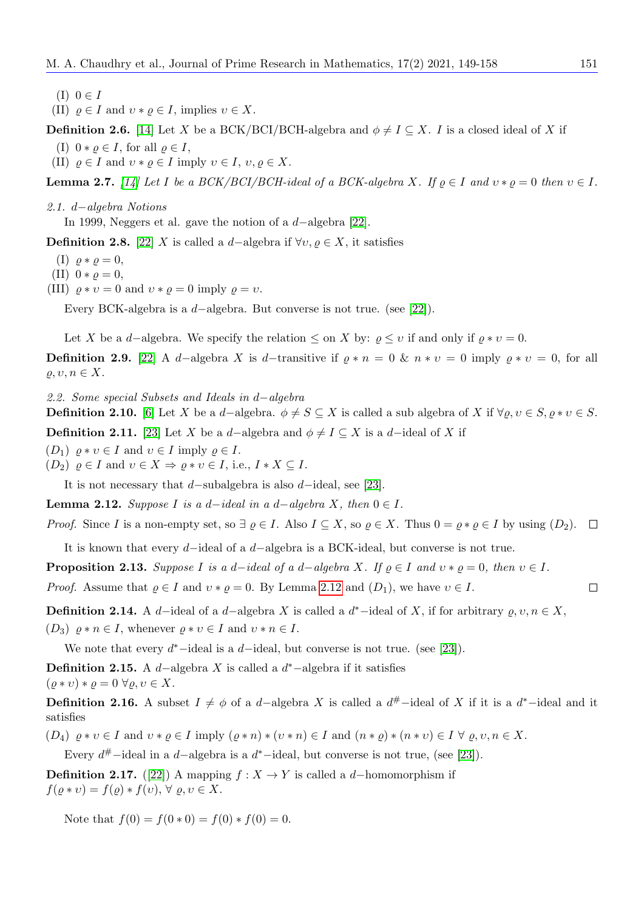(I) $0 \in I$

(II) $\varrho \in I$ and $\upsilon * \varrho \in I$, implies $\upsilon \in X$.

**Definition 2.6.** [14] Let $X$ be a BCK/BCI/BCH-algebra and $\phi \neq I \subseteq X$. $I$ is a closed ideal of $X$ if

(I) $0 * \varrho \in I$, for all $\varrho \in I$,

(II) $\varrho \in I$ and $\upsilon * \varrho \in I$ imply $\upsilon \in I$, $\upsilon, \varrho \in X$.

**Lemma 2.7.** *[14] Let $I$ be a BCK/BCI/BCH-ideal of a BCK-algebra $X$. If $\varrho \in I$ and $\upsilon * \varrho = 0$ then $\upsilon \in I$.*

### 2.1. $d-$algebra Notions

In 1999, Neggers et al. gave the notion of a $d-$algebra [22].

**Definition 2.8.** [22] $X$ is called a $d-$algebra if $\forall \upsilon, \varrho \in X$, it satisfies

(I) $\varrho * \varrho = 0$,

(II) $0 * \varrho = 0$,

(III) $\varrho * \upsilon = 0$ and $\upsilon * \varrho = 0$ imply $\varrho = \upsilon$.

Every BCK-algebra is a $d-$algebra. But converse is not true. (see [22]).

Let $X$ be a $d-$algebra. We specify the relation $\leq$ on $X$ by: $\varrho \leq \upsilon$ if and only if $\varrho * \upsilon = 0$.

**Definition 2.9.** [22] A $d-$algebra $X$ is $d-$transitive if $\varrho * n = 0$ & $n * \upsilon = 0$ imply $\varrho * \upsilon = 0$, for all $\varrho, \upsilon, n \in X$.

### 2.2. Some special Subsets and Ideals in $d-$algebra

**Definition 2.10.** [6] Let $X$ be a $d-$algebra. $\phi \neq S \subseteq X$ is called a sub algebra of $X$ if $\forall \varrho, \upsilon \in S, \varrho * \upsilon \in S$.

**Definition 2.11.** [23] Let $X$ be a $d-$algebra and $\phi \neq I \subseteq X$ is a $d-$ideal of $X$ if

$(D_1)$ $\varrho * \upsilon \in I$ and $\upsilon \in I$ imply $\varrho \in I$.

$(D_2)$ $\varrho \in I$ and $\upsilon \in X \Rightarrow \varrho * \upsilon \in I$, i.e., $I * X \subseteq I$.

It is not necessary that $d-$subalgebra is also $d-$ideal, see [23].

**Lemma 2.12.** *Suppose $I$ is a $d-$ideal in a $d-$algebra $X$, then $0 \in I$.*

*Proof.* Since $I$ is a non-empty set, so $\exists\ \varrho \in I$. Also $I \subseteq X$, so $\varrho \in X$. Thus $0 = \varrho * \varrho \in I$ by using $(D_2)$. □

It is known that every $d-$ideal of a $d-$algebra is a BCK-ideal, but converse is not true.

**Proposition 2.13.** *Suppose $I$ is a $d-$ideal of a $d-$algebra $X$. If $\varrho \in I$ and $\upsilon * \varrho = 0$, then $\upsilon \in I$.*

*Proof.* Assume that $\varrho \in I$ and $\upsilon * \varrho = 0$. By Lemma 2.12 and $(D_1)$, we have $\upsilon \in I$. □

**Definition 2.14.** A $d-$ideal of a $d-$algebra $X$ is called a $d^*-$ideal of $X$, if for arbitrary $\varrho, \upsilon, n \in X$,

$(D_3)$ $\varrho * n \in I$, whenever $\varrho * \upsilon \in I$ and $\upsilon * n \in I$.

We note that every $d^*-$ideal is a $d-$ideal, but converse is not true. (see [23]).

**Definition 2.15.** A $d-$algebra $X$ is called a $d^*-$algebra if it satisfies
$(\varrho * \upsilon) * \varrho = 0\ \forall \varrho, \upsilon \in X$.

**Definition 2.16.** A subset $I \neq \phi$ of a $d-$algebra $X$ is called a $d^{\#}-$ideal of $X$ if it is a $d^*-$ideal and it satisfies

$(D_4)$ $\varrho * \upsilon \in I$ and $\upsilon * \varrho \in I$ imply $(\varrho * n) * (\upsilon * n) \in I$ and $(n * \varrho) * (n * \upsilon) \in I\ \forall\ \varrho, \upsilon, n \in X$.

Every $d^{\#}-$ideal in a $d-$algebra is a $d^*-$ideal, but converse is not true, (see [23]).

**Definition 2.17.** ([22]) A mapping $f : X \to Y$ is called a $d-$homomorphism if
$f(\varrho * \upsilon) = f(\varrho) * f(\upsilon)$, $\forall\ \varrho, \upsilon \in X$.

Note that $f(0) = f(0 * 0) = f(0) * f(0) = 0$.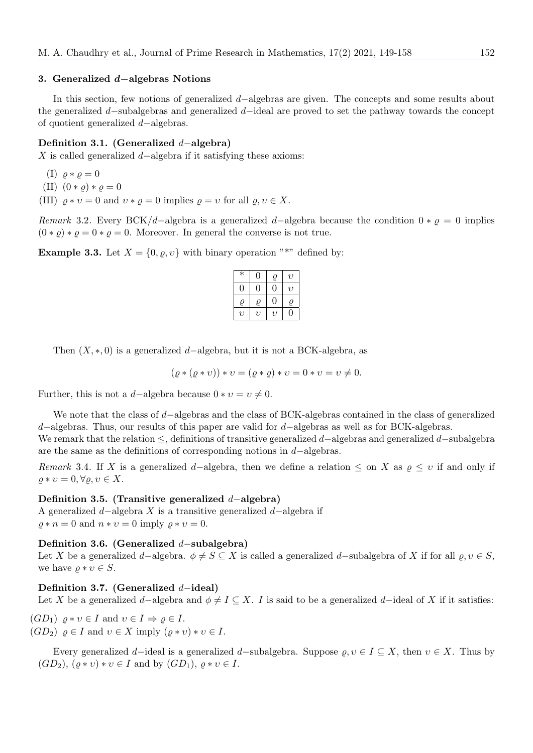## 3. Generalized $d-$algebras Notions

In this section, few notions of generalized $d-$algebras are given. The concepts and some results about the generalized $d-$subalgebras and generalized $d-$ideal are proved to set the pathway towards the concept of quotient generalized $d-$algebras.

**Definition 3.1. (Generalized $d-$algebra)**
$X$ is called generalized $d-$algebra if it satisfying these axioms:

(I) $\varrho * \varrho = 0$

(II) $(0 * \varrho) * \varrho = 0$

(III) $\varrho * \upsilon = 0$ and $\upsilon * \varrho = 0$ implies $\varrho = \upsilon$ for all $\varrho, \upsilon \in X$.

*Remark* 3.2. Every BCK/$d-$algebra is a generalized $d-$algebra because the condition $0 * \varrho = 0$ implies $(0 * \varrho) * \varrho = 0 * \varrho = 0$. Moreover. In general the converse is not true.

**Example 3.3.** Let $X = \{0, \varrho, \upsilon\}$ with binary operation "*" defined by:

| $*$ | $0$ | $\varrho$ | $\upsilon$ |
|---|---|---|---|
| $0$ | $0$ | $0$ | $\upsilon$ |
| $\varrho$ | $\varrho$ | $0$ | $\varrho$ |
| $\upsilon$ | $\upsilon$ | $\upsilon$ | $0$ |

Then $(X, *, 0)$ is a generalized $d-$algebra, but it is not a BCK-algebra, as

$$(\varrho * (\varrho * \upsilon)) * \upsilon = (\varrho * \varrho) * \upsilon = 0 * \upsilon = \upsilon \neq 0.$$

Further, this is not a $d-$algebra because $0 * \upsilon = \upsilon \neq 0$.

We note that the class of $d-$algebras and the class of BCK-algebras contained in the class of generalized $d-$algebras. Thus, our results of this paper are valid for $d-$algebras as well as for BCK-algebras.
We remark that the relation $\leq$, definitions of transitive generalized $d-$algebras and generalized $d-$subalgebra are the same as the definitions of corresponding notions in $d-$algebras.

*Remark* 3.4. If $X$ is a generalized $d-$algebra, then we define a relation $\leq$ on $X$ as $\varrho \leq \upsilon$ if and only if $\varrho * \upsilon = 0, \forall \varrho, \upsilon \in X$.

**Definition 3.5. (Transitive generalized $d-$algebra)**
A generalized $d-$algebra $X$ is a transitive generalized $d-$algebra if
$\varrho * n = 0$ and $n * \upsilon = 0$ imply $\varrho * \upsilon = 0$.

**Definition 3.6. (Generalized $d-$subalgebra)**
Let $X$ be a generalized $d-$algebra. $\phi \neq S \subseteq X$ is called a generalized $d-$subalgebra of $X$ if for all $\varrho, \upsilon \in S$, we have $\varrho * \upsilon \in S$.

**Definition 3.7. (Generalized $d-$ideal)**
Let $X$ be a generalized $d-$algebra and $\phi \neq I \subseteq X$. $I$ is said to be a generalized $d-$ideal of $X$ if it satisfies:

$(GD_1)$ $\varrho * \upsilon \in I$ and $\upsilon \in I \Rightarrow \varrho \in I$.

$(GD_2)$ $\varrho \in I$ and $\upsilon \in X$ imply $(\varrho * \upsilon) * \upsilon \in I$.

Every generalized $d-$ideal is a generalized $d-$subalgebra. Suppose $\varrho, \upsilon \in I \subseteq X$, then $\upsilon \in X$. Thus by $(GD_2)$, $(\varrho * \upsilon) * \upsilon \in I$ and by $(GD_1)$, $\varrho * \upsilon \in I$.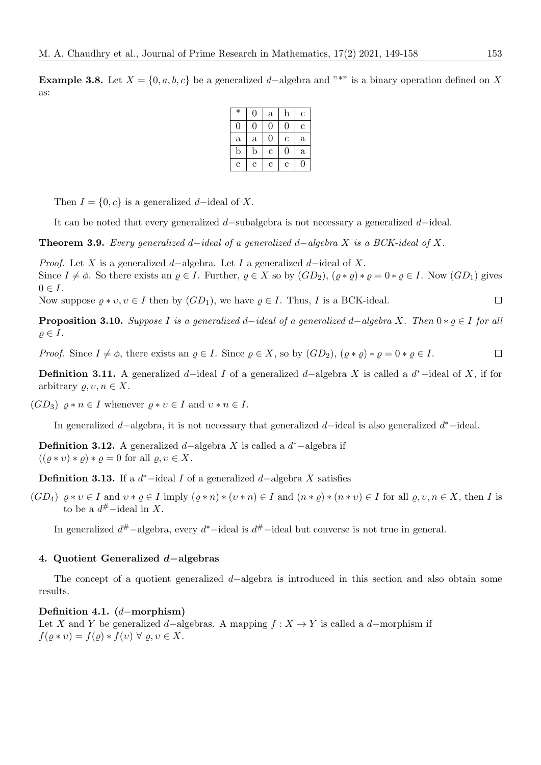**Example 3.8.** Let $X = \{0, a, b, c\}$ be a generalized $d-$algebra and "$*$" is a binary operation defined on $X$ as:

| $*$ | 0 | a | b | c |
|---|---|---|---|---|
| 0 | 0 | 0 | 0 | c |
| a | a | 0 | c | a |
| b | b | c | 0 | a |
| c | c | c | c | 0 |

Then $I = \{0, c\}$ is a generalized $d-$ideal of $X$.

It can be noted that every generalized $d-$subalgebra is not necessary a generalized $d-$ideal.

**Theorem 3.9.** *Every generalized $d-$ideal of a generalized $d-$algebra $X$ is a BCK-ideal of $X$.*

*Proof.* Let $X$ is a generalized $d-$algebra. Let $I$ a generalized $d-$ideal of $X$.
Since $I \neq \phi$. So there exists an $\varrho \in I$. Further, $\varrho \in X$ so by $(GD_2)$, $(\varrho * \varrho) * \varrho = 0 * \varrho \in I$. Now $(GD_1)$ gives $0 \in I$.
Now suppose $\varrho * \upsilon, \upsilon \in I$ then by $(GD_1)$, we have $\varrho \in I$. Thus, $I$ is a BCK-ideal. $\square$

**Proposition 3.10.** *Suppose $I$ is a generalized $d-$ideal of a generalized $d-$algebra $X$. Then $0 * \varrho \in I$ for all $\varrho \in I$.*

*Proof.* Since $I \neq \phi$, there exists an $\varrho \in I$. Since $\varrho \in X$, so by $(GD_2)$, $(\varrho * \varrho) * \varrho = 0 * \varrho \in I$. $\square$

**Definition 3.11.** A generalized $d-$ideal $I$ of a generalized $d-$algebra $X$ is called a $d^*-$ideal of $X$, if for arbitrary $\varrho, \upsilon, n \in X$.

$(GD_3)$ $\varrho * n \in I$ whenever $\varrho * \upsilon \in I$ and $\upsilon * n \in I$.

In generalized $d-$algebra, it is not necessary that generalized $d-$ideal is also generalized $d^*-$ideal.

**Definition 3.12.** A generalized $d-$algebra $X$ is called a $d^*-$algebra if $((\varrho * \upsilon) * \varrho) * \varrho = 0$ for all $\varrho, \upsilon \in X$.

**Definition 3.13.** If a $d^*-$ideal $I$ of a generalized $d-$algebra $X$ satisfies

$(GD_4)$ $\varrho * \upsilon \in I$ and $\upsilon * \varrho \in I$ imply $(\varrho * n) * (\upsilon * n) \in I$ and $(n * \varrho) * (n * \upsilon) \in I$ for all $\varrho, \upsilon, n \in X$, then $I$ is to be a $d^{\#}-$ideal in $X$.

In generalized $d^{\#}-$algebra, every $d^*-$ideal is $d^{\#}-$ideal but converse is not true in general.

## 4. Quotient Generalized $d-$algebras

The concept of a quotient generalized $d-$algebra is introduced in this section and also obtain some results.

**Definition 4.1.** **($d-$morphism)**
Let $X$ and $Y$ be generalized $d-$algebras. A mapping $f : X \to Y$ is called a $d-$morphism if $f(\varrho * \upsilon) = f(\varrho) * f(\upsilon)$ $\forall$ $\varrho, \upsilon \in X$.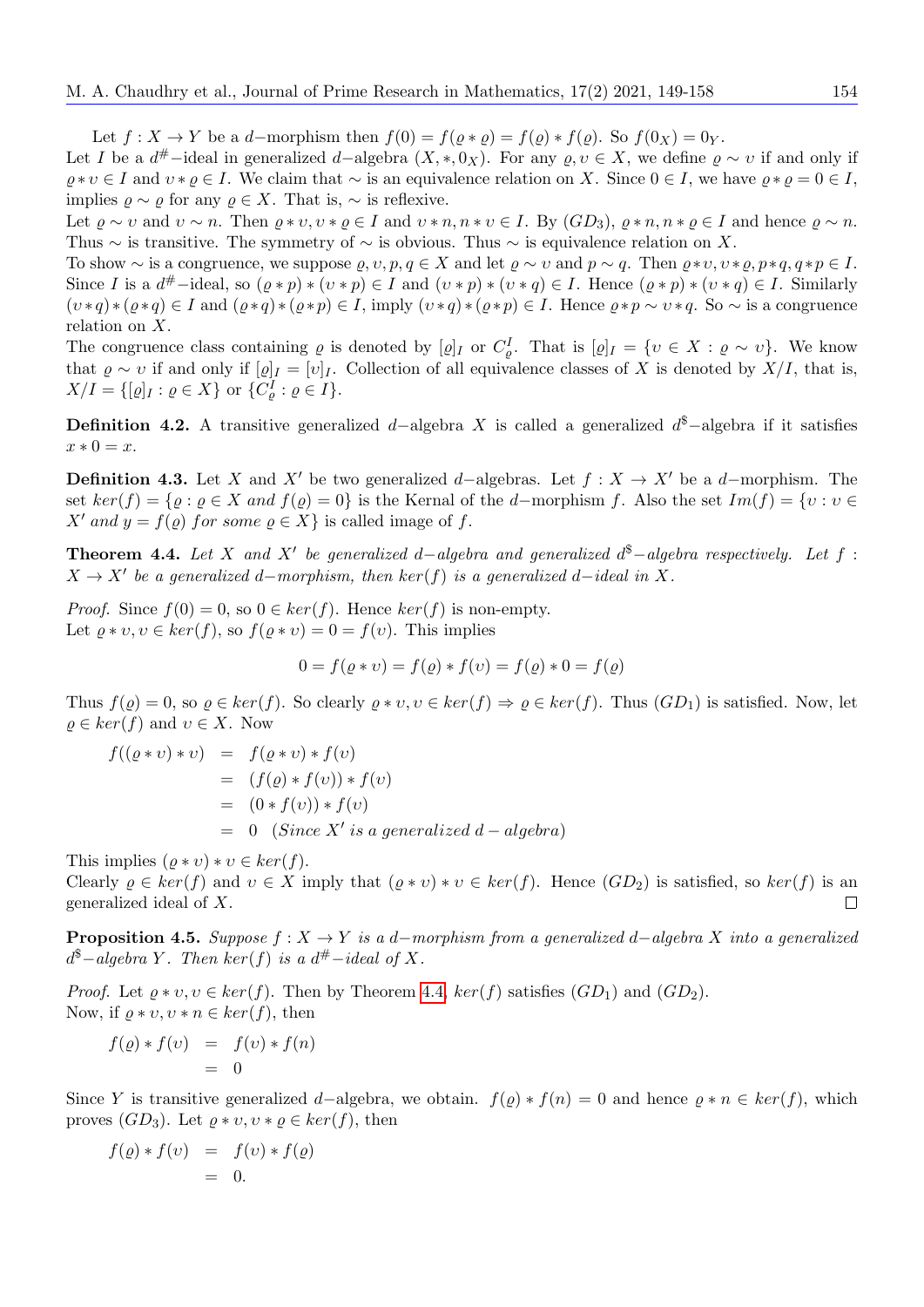Let $f : X \to Y$ be a $d-$morphism then $f(0) = f(\varrho * \varrho) = f(\varrho) * f(\varrho)$. So $f(0_X) = 0_Y$.

Let $I$ be a $d^{\#}-$ideal in generalized $d-$algebra $(X, *, 0_X)$. For any $\varrho, \upsilon \in X$, we define $\varrho \sim \upsilon$ if and only if $\varrho * \upsilon \in I$ and $\upsilon * \varrho \in I$. We claim that $\sim$ is an equivalence relation on $X$. Since $0 \in I$, we have $\varrho * \varrho = 0 \in I$, implies $\varrho \sim \varrho$ for any $\varrho \in X$. That is, $\sim$ is reflexive.

Let $\varrho \sim \upsilon$ and $\upsilon \sim n$. Then $\varrho * \upsilon, \upsilon * \varrho \in I$ and $\upsilon * n, n * \upsilon \in I$. By $(GD_3)$, $\varrho * n, n * \varrho \in I$ and hence $\varrho \sim n$. Thus $\sim$ is transitive. The symmetry of $\sim$ is obvious. Thus $\sim$ is equivalence relation on $X$.

To show $\sim$ is a congruence, we suppose $\varrho, \upsilon, p, q \in X$ and let $\varrho \sim \upsilon$ and $p \sim q$. Then $\varrho * \upsilon, \upsilon * \varrho, p * q, q * p \in I$. Since $I$ is a $d^{\#}-$ideal, so $(\varrho * p) * (\upsilon * p) \in I$ and $(\upsilon * p) * (\upsilon * q) \in I$. Hence $(\varrho * p) * (\upsilon * q) \in I$. Similarly $(\upsilon * q) * (\varrho * q) \in I$ and $(\varrho * q) * (\varrho * p) \in I$, imply $(\upsilon * q) * (\varrho * p) \in I$. Hence $\varrho * p \sim \upsilon * q$. So $\sim$ is a congruence relation on $X$.

The congruence class containing $\varrho$ is denoted by $[\varrho]_I$ or $C^I_\varrho$. That is $[\varrho]_I = \{\upsilon \in X : \varrho \sim \upsilon\}$. We know that $\varrho \sim \upsilon$ if and only if $[\varrho]_I = [\upsilon]_I$. Collection of all equivalence classes of $X$ is denoted by $X/I$, that is, $X/I = \{[\varrho]_I : \varrho \in X\}$ or $\{C^I_\varrho : \varrho \in I\}$.

**Definition 4.2.** A transitive generalized $d-$algebra $X$ is called a generalized $d^{\$}-$algebra if it satisfies $x * 0 = x$.

**Definition 4.3.** Let $X$ and $X'$ be two generalized $d-$algebras. Let $f : X \to X'$ be a $d-$morphism. The set $ker(f) = \{\varrho : \varrho \in X \text{ and } f(\varrho) = 0\}$ is the Kernal of the $d-$morphism $f$. Also the set $Im(f) = \{\upsilon : \upsilon \in X' \text{ and } y = f(\varrho) \text{ for some } \varrho \in X\}$ is called image of $f$.

**Theorem 4.4.** *Let $X$ and $X'$ be generalized $d-$algebra and generalized $d^{\$}-$algebra respectively. Let $f : X \to X'$ be a generalized $d-$morphism, then $ker(f)$ is a generalized $d-$ideal in $X$.*

*Proof.* Since $f(0) = 0$, so $0 \in ker(f)$. Hence $ker(f)$ is non-empty.
Let $\varrho * \upsilon, \upsilon \in ker(f)$, so $f(\varrho * \upsilon) = 0 = f(\upsilon)$. This implies

$$0 = f(\varrho * \upsilon) = f(\varrho) * f(\upsilon) = f(\varrho) * 0 = f(\varrho)$$

Thus $f(\varrho) = 0$, so $\varrho \in ker(f)$. So clearly $\varrho * \upsilon, \upsilon \in ker(f) \Rightarrow \varrho \in ker(f)$. Thus $(GD_1)$ is satisfied. Now, let $\varrho \in ker(f)$ and $\upsilon \in X$. Now

$$\begin{aligned}
f((\varrho * \upsilon) * \upsilon) &= f(\varrho * \upsilon) * f(\upsilon) \\
&= (f(\varrho) * f(\upsilon)) * f(\upsilon) \\
&= (0 * f(\upsilon)) * f(\upsilon) \\
&= 0 \quad (\text{Since } X' \text{ is a generalized } d-algebra)
\end{aligned}$$

This implies $(\varrho * \upsilon) * \upsilon \in ker(f)$.
Clearly $\varrho \in ker(f)$ and $\upsilon \in X$ imply that $(\varrho * \upsilon) * \upsilon \in ker(f)$. Hence $(GD_2)$ is satisfied, so $ker(f)$ is an generalized ideal of $X$. □

**Proposition 4.5.** *Suppose $f : X \to Y$ is a $d-$morphism from a generalized $d-$algebra $X$ into a generalized $d^{\$}-$algebra $Y$. Then $ker(f)$ is a $d^{\#}-$ideal of $X$.*

*Proof.* Let $\varrho * \upsilon, \upsilon \in ker(f)$. Then by Theorem 4.4, $ker(f)$ satisfies $(GD_1)$ and $(GD_2)$.
Now, if $\varrho * \upsilon, \upsilon * n \in ker(f)$, then

$$\begin{aligned}
f(\varrho) * f(\upsilon) &= f(\upsilon) * f(n) \\
&= 0
\end{aligned}$$

Since $Y$ is transitive generalized $d-$algebra, we obtain. $f(\varrho) * f(n) = 0$ and hence $\varrho * n \in ker(f)$, which proves $(GD_3)$. Let $\varrho * \upsilon, \upsilon * \varrho \in ker(f)$, then

$$\begin{aligned}
f(\varrho) * f(\upsilon) &= f(\upsilon) * f(\varrho) \\
&= 0.
\end{aligned}$$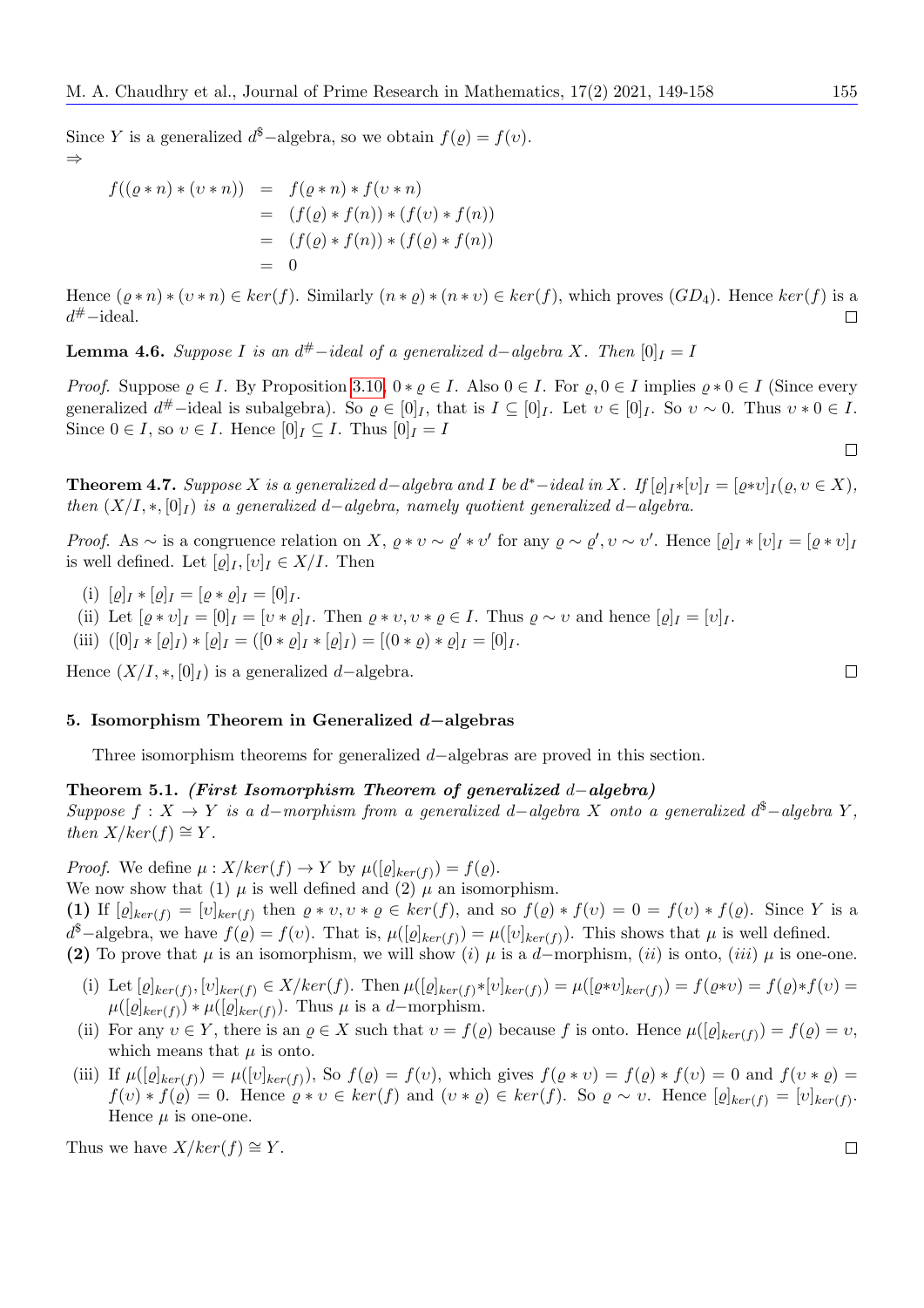Since $Y$ is a generalized $d^{\$}-$algebra, so we obtain $f(\varrho) = f(\upsilon)$.
$\Rightarrow$

$$
\begin{aligned}
f((\varrho * n) * (\upsilon * n)) &= f(\varrho * n) * f(\upsilon * n) \\
&= (f(\varrho) * f(n)) * (f(\upsilon) * f(n)) \\
&= (f(\varrho) * f(n)) * (f(\varrho) * f(n)) \\
&= 0
\end{aligned}
$$

Hence $(\varrho * n) * (\upsilon * n) \in ker(f)$. Similarly $(n * \varrho) * (n * \upsilon) \in ker(f)$, which proves $(GD_4)$. Hence $ker(f)$ is a $d^{\#}-$ideal. $\square$

**Lemma 4.6.** *Suppose $I$ is an $d^{\#}-$ideal of a generalized $d-$algebra $X$. Then $[0]_I = I$*

*Proof.* Suppose $\varrho \in I$. By Proposition 3.10, $0 * \varrho \in I$. Also $0 \in I$. For $\varrho, 0 \in I$ implies $\varrho * 0 \in I$ (Since every generalized $d^{\#}-$ideal is subalgebra). So $\varrho \in [0]_I$, that is $I \subseteq [0]_I$. Let $\upsilon \in [0]_I$. So $\upsilon \sim 0$. Thus $\upsilon * 0 \in I$. Since $0 \in I$, so $\upsilon \in I$. Hence $[0]_I \subseteq I$. Thus $[0]_I = I$ $\square$

**Theorem 4.7.** *Suppose $X$ is a generalized $d-$algebra and $I$ be $d^{*}-$ideal in $X$. If $[\varrho]_I * [\upsilon]_I = [\varrho * \upsilon]_I (\varrho, \upsilon \in X)$, then $(X/I, *, [0]_I)$ is a generalized $d-$algebra, namely quotient generalized $d-$algebra.*

*Proof.* As $\sim$ is a congruence relation on $X$, $\varrho * \upsilon \sim \varrho' * \upsilon'$ for any $\varrho \sim \varrho', \upsilon \sim \upsilon'$. Hence $[\varrho]_I * [\upsilon]_I = [\varrho * \upsilon]_I$ is well defined. Let $[\varrho]_I, [\upsilon]_I \in X/I$. Then

(i) $[\varrho]_I * [\varrho]_I = [\varrho * \varrho]_I = [0]_I$.

(ii) Let $[\varrho * \upsilon]_I = [0]_I = [\upsilon * \varrho]_I$. Then $\varrho * \upsilon, \upsilon * \varrho \in I$. Thus $\varrho \sim \upsilon$ and hence $[\varrho]_I = [\upsilon]_I$.

(iii) $([0]_I * [\varrho]_I) * [\varrho]_I = ([0 * \varrho]_I * [\varrho]_I) = [(0 * \varrho) * \varrho]_I = [0]_I$.

Hence $(X/I, *, [0]_I)$ is a generalized $d-$algebra. $\square$

## 5. Isomorphism Theorem in Generalized $d-$algebras

Three isomorphism theorems for generalized $d-$algebras are proved in this section.

**Theorem 5.1.** ***(First Isomorphism Theorem of generalized $d-$algebra)***
*Suppose $f : X \to Y$ is a $d-$morphism from a generalized $d-$algebra $X$ onto a generalized $d^{\$}-$algebra $Y$, then $X/ker(f) \cong Y$.*

*Proof.* We define $\mu : X/ker(f) \to Y$ by $\mu([\varrho]_{ker(f)}) = f(\varrho)$.
We now show that (1) $\mu$ is well defined and (2) $\mu$ an isomorphism.

**(1)** If $[\varrho]_{ker(f)} = [\upsilon]_{ker(f)}$ then $\varrho * \upsilon, \upsilon * \varrho \in ker(f)$, and so $f(\varrho) * f(\upsilon) = 0 = f(\upsilon) * f(\varrho)$. Since $Y$ is a $d^{\$}-$algebra, we have $f(\varrho) = f(\upsilon)$. That is, $\mu([\varrho]_{ker(f)}) = \mu([\upsilon]_{ker(f)})$. This shows that $\mu$ is well defined.

**(2)** To prove that $\mu$ is an isomorphism, we will show $(i)$ $\mu$ is a $d-$morphism, $(ii)$ is onto, $(iii)$ $\mu$ is one-one.

(i) Let $[\varrho]_{ker(f)}, [\upsilon]_{ker(f)} \in X/ker(f)$. Then $\mu([\varrho]_{ker(f)} * [\upsilon]_{ker(f)}) = \mu([\varrho * \upsilon]_{ker(f)}) = f(\varrho * \upsilon) = f(\varrho) * f(\upsilon) = \mu([\varrho]_{ker(f)}) * \mu([\varrho]_{ker(f)})$. Thus $\mu$ is a $d-$morphism.

(ii) For any $\upsilon \in Y$, there is an $\varrho \in X$ such that $\upsilon = f(\varrho)$ because $f$ is onto. Hence $\mu([\varrho]_{ker(f)}) = f(\varrho) = \upsilon$, which means that $\mu$ is onto.

(iii) If $\mu([\varrho]_{ker(f)}) = \mu([\upsilon]_{ker(f)})$, So $f(\varrho) = f(\upsilon)$, which gives $f(\varrho * \upsilon) = f(\varrho) * f(\upsilon) = 0$ and $f(\upsilon * \varrho) = f(\upsilon) * f(\varrho) = 0$. Hence $\varrho * \upsilon \in ker(f)$ and $(\upsilon * \varrho) \in ker(f)$. So $\varrho \sim \upsilon$. Hence $[\varrho]_{ker(f)} = [\upsilon]_{ker(f)}$. Hence $\mu$ is one-one.

Thus we have $X/ker(f) \cong Y$. $\square$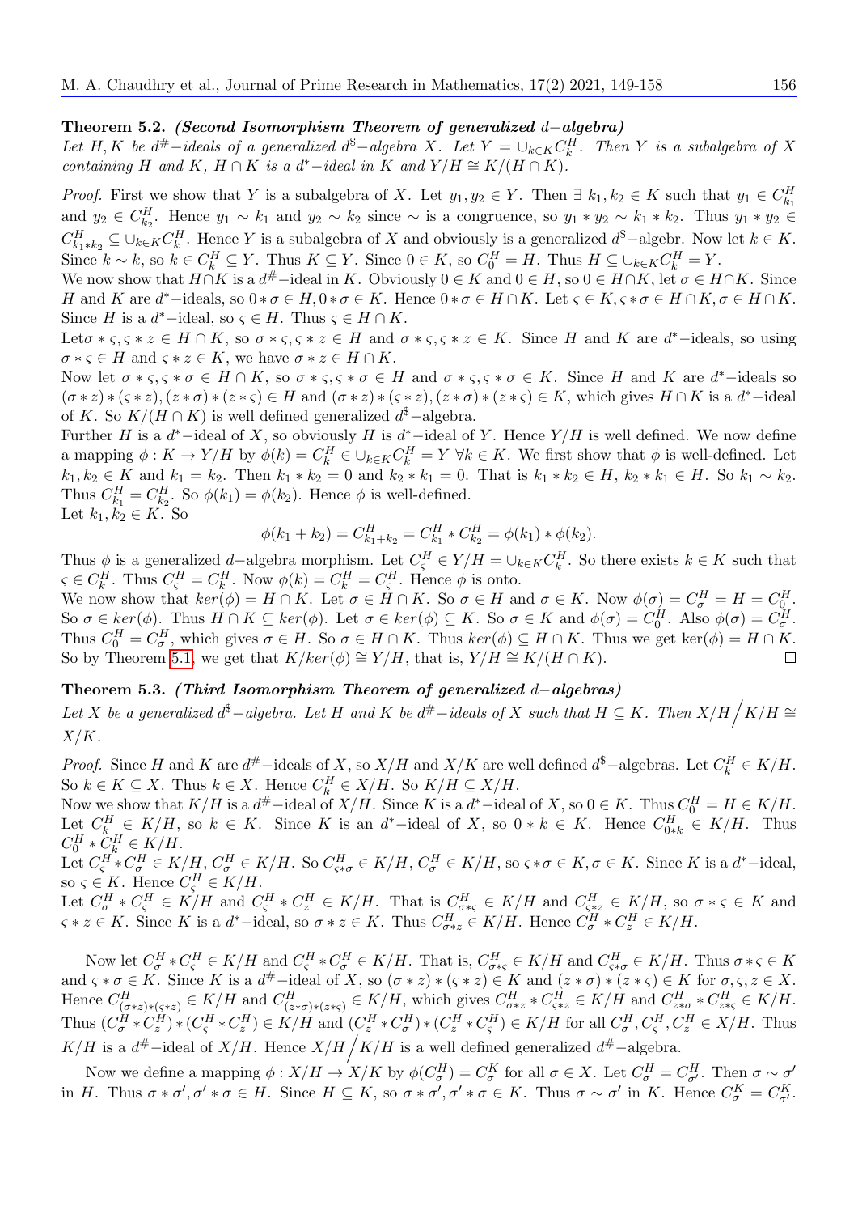**Theorem 5.2.** ***(Second Isomorphism Theorem of generalized*** $d-$***algebra)***
*Let* $H, K$ *be* $d^{\#}-$*ideals of a generalized* $d^{\$}-$*algebra* $X$*. Let* $Y = \cup_{k\in K} C_k^H$*. Then* $Y$ *is a subalgebra of* $X$ *containing* $H$ *and* $K$*,* $H \cap K$ *is a* $d^*-$*ideal in* $K$ *and* $Y/H \cong K/(H \cap K)$*.*

*Proof.* First we show that $Y$ is a subalgebra of $X$. Let $y_1, y_2 \in Y$. Then $\exists\ k_1, k_2 \in K$ such that $y_1 \in C_{k_1}^H$ and $y_2 \in C_{k_2}^H$. Hence $y_1 \sim k_1$ and $y_2 \sim k_2$ since $\sim$ is a congruence, so $y_1 * y_2 \sim k_1 * k_2$. Thus $y_1 * y_2 \in C_{k_1*k_2}^H \subseteq \cup_{k\in K} C_k^H$. Hence $Y$ is a subalgebra of $X$ and obviously is a generalized $d^{\$}-$algebr. Now let $k \in K$. Since $k \sim k$, so $k \in C_k^H \subseteq Y$. Thus $K \subseteq Y$. Since $0 \in K$, so $C_0^H = H$. Thus $H \subseteq \cup_{k\in K} C_k^H = Y$.

We now show that $H \cap K$ is a $d^{\#}-$ideal in $K$. Obviously $0 \in K$ and $0 \in H$, so $0 \in H \cap K$, let $\sigma \in H \cap K$. Since $H$ and $K$ are $d^*-$ideals, so $0 * \sigma \in H, 0 * \sigma \in K$. Hence $0 * \sigma \in H \cap K$. Let $\varsigma \in K, \varsigma * \sigma \in H \cap K, \sigma \in H \cap K$. Since $H$ is a $d^*-$ideal, so $\varsigma \in H$. Thus $\varsigma \in H \cap K$.

Let$\sigma * \varsigma, \varsigma * z \in H \cap K$, so $\sigma * \varsigma, \varsigma * z \in H$ and $\sigma * \varsigma, \varsigma * z \in K$. Since $H$ and $K$ are $d^*-$ideals, so using $\sigma * \varsigma \in H$ and $\varsigma * z \in K$, we have $\sigma * z \in H \cap K$.

Now let $\sigma * \varsigma, \varsigma * \sigma \in H \cap K$, so $\sigma * \varsigma, \varsigma * \sigma \in H$ and $\sigma * \varsigma, \varsigma * \sigma \in K$. Since $H$ and $K$ are $d^*-$ideals so $(\sigma * z) * (\varsigma * z), (z * \sigma) * (z * \varsigma) \in H$ and $(\sigma * z) * (\varsigma * z), (z * \sigma) * (z * \varsigma) \in K$, which gives $H \cap K$ is a $d^*-$ideal of $K$. So $K/(H \cap K)$ is well defined generalized $d^{\$}-$algebra.

Further $H$ is a $d^*-$ideal of $X$, so obviously $H$ is $d^*-$ideal of $Y$. Hence $Y/H$ is well defined. We now define a mapping $\phi : K \to Y/H$ by $\phi(k) = C_k^H \in \cup_{k\in K} C_k^H = Y\ \forall k \in K$. We first show that $\phi$ is well-defined. Let $k_1, k_2 \in K$ and $k_1 = k_2$. Then $k_1 * k_2 = 0$ and $k_2 * k_1 = 0$. That is $k_1 * k_2 \in H$, $k_2 * k_1 \in H$. So $k_1 \sim k_2$. Thus $C_{k_1}^H = C_{k_2}^H$. So $\phi(k_1) = \phi(k_2)$. Hence $\phi$ is well-defined.

Let $k_1, k_2 \in K$. So

$$\phi(k_1 + k_2) = C_{k_1+k_2}^H = C_{k_1}^H * C_{k_2}^H = \phi(k_1) * \phi(k_2).$$

Thus $\phi$ is a generalized $d-$algebra morphism. Let $C_\varsigma^H \in Y/H = \cup_{k\in K} C_k^H$. So there exists $k \in K$ such that $\varsigma \in C_k^H$. Thus $C_\varsigma^H = C_k^H$. Now $\phi(k) = C_k^H = C_\varsigma^H$. Hence $\phi$ is onto.

We now show that $ker(\phi) = H \cap K$. Let $\sigma \in H \cap K$. So $\sigma \in H$ and $\sigma \in K$. Now $\phi(\sigma) = C_\sigma^H = H = C_0^H$. So $\sigma \in ker(\phi)$. Thus $H \cap K \subseteq ker(\phi)$. Let $\sigma \in ker(\phi) \subseteq K$. So $\sigma \in K$ and $\phi(\sigma) = C_0^H$. Also $\phi(\sigma) = C_\sigma^H$. Thus $C_0^H = C_\sigma^H$, which gives $\sigma \in H$. So $\sigma \in H \cap K$. Thus $ker(\phi) \subseteq H \cap K$. Thus we get $\ker(\phi) = H \cap K$. So by Theorem 5.1, we get that $K/ker(\phi) \cong Y/H$, that is, $Y/H \cong K/(H \cap K)$. □

**Theorem 5.3.** ***(Third Isomorphism Theorem of generalized*** $d-$***algebras)***
*Let* $X$ *be a generalized* $d^{\$}-$*algebra. Let* $H$ *and* $K$ *be* $d^{\#}-$*ideals of* $X$ *such that* $H \subseteq K$*. Then* $X/H \Big/ K/H \cong X/K$*.*

*Proof.* Since $H$ and $K$ are $d^{\#}-$ideals of $X$, so $X/H$ and $X/K$ are well defined $d^{\$}-$algebras. Let $C_k^H \in K/H$. So $k \in K \subseteq X$. Thus $k \in X$. Hence $C_k^H \in X/H$. So $K/H \subseteq X/H$.

Now we show that $K/H$ is a $d^{\#}-$ideal of $X/H$. Since $K$ is a $d^*-$ideal of $X$, so $0 \in K$. Thus $C_0^H = H \in K/H$. Let $C_k^H \in K/H$, so $k \in K$. Since $K$ is an $d^*-$ideal of $X$, so $0 * k \in K$. Hence $C_{0*k}^H \in K/H$. Thus $C_0^H * C_k^H \in K/H$.

Let $C_\varsigma^H * C_\sigma^H \in K/H, C_\sigma^H \in K/H$. So $C_{\varsigma*\sigma}^H \in K/H, C_\sigma^H \in K/H$, so $\varsigma * \sigma \in K, \sigma \in K$. Since $K$ is a $d^*-$ideal, so $\varsigma \in K$. Hence $C_\varsigma^H \in K/H$.

Let $C_\sigma^H * C_\varsigma^H \in K/H$ and $C_\varsigma^H * C_z^H \in K/H$. That is $C_{\sigma*\varsigma}^H \in K/H$ and $C_{\varsigma*z}^H \in K/H$, so $\sigma * \varsigma \in K$ and $\varsigma * z \in K$. Since $K$ is a $d^*-$ideal, so $\sigma * z \in K$. Thus $C_{\sigma*z}^H \in K/H$. Hence $C_\sigma^H * C_z^H \in K/H$.

Now let $C_\sigma^H * C_\varsigma^H \in K/H$ and $C_\varsigma^H * C_\sigma^H \in K/H$. That is, $C_{\sigma*\varsigma}^H \in K/H$ and $C_{\varsigma*\sigma}^H \in K/H$. Thus $\sigma * \varsigma \in K$ and $\varsigma * \sigma \in K$. Since $K$ is a $d^{\#}-$ideal of $X$, so $(\sigma * z) * (\varsigma * z) \in K$ and $(z * \sigma) * (z * \varsigma) \in K$ for $\sigma, \varsigma, z \in X$. Hence $C_{(\sigma*z)*(\varsigma*z)}^H \in K/H$ and $C_{(z*\sigma)*(z*\varsigma)}^H \in K/H$, which gives $C_{\sigma*z}^H * C_{\varsigma*z}^H \in K/H$ and $C_{z*\sigma}^H * C_{z*\varsigma}^H \in K/H$. Thus $(C_\sigma^H * C_z^H) * (C_\varsigma^H * C_z^H) \in K/H$ and $(C_z^H * C_\sigma^H) * (C_z^H * C_\varsigma^H) \in K/H$ for all $C_\sigma^H, C_\varsigma^H, C_z^H \in X/H$. Thus $K/H$ is a $d^{\#}-$ideal of $X/H$. Hence $X/H \Big/ K/H$ is a well defined generalized $d^{\#}-$algebra.

Now we define a mapping $\phi : X/H \to X/K$ by $\phi(C_\sigma^H) = C_\sigma^K$ for all $\sigma \in X$. Let $C_\sigma^H = C_{\sigma'}^H$. Then $\sigma \sim \sigma'$ in $H$. Thus $\sigma * \sigma', \sigma' * \sigma \in H$. Since $H \subseteq K$, so $\sigma * \sigma', \sigma' * \sigma \in K$. Thus $\sigma \sim \sigma'$ in $K$. Hence $C_\sigma^K = C_{\sigma'}^K$.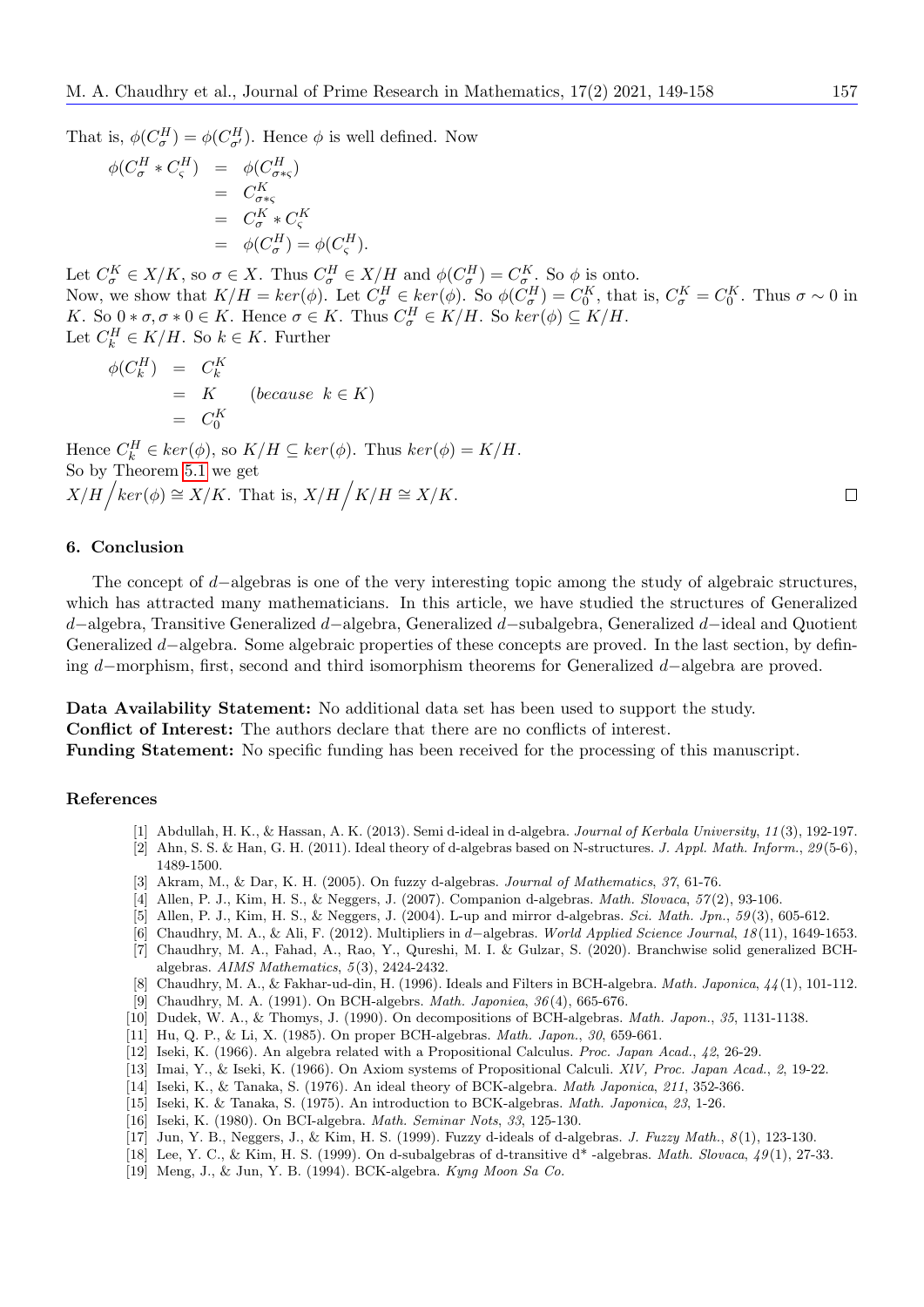That is, $\phi(C^H_\sigma) = \phi(C^H_{\sigma'})$. Hence $\phi$ is well defined. Now

$$\begin{aligned}
\phi(C^H_\sigma * C^H_\varsigma) &= \phi(C^H_{\sigma*\varsigma}) \\
&= C^K_{\sigma*\varsigma} \\
&= C^K_\sigma * C^K_\varsigma \\
&= \phi(C^H_\sigma) = \phi(C^H_\varsigma).
\end{aligned}$$

Let $C^K_\sigma \in X/K$, so $\sigma \in X$. Thus $C^H_\sigma \in X/H$ and $\phi(C^H_\sigma) = C^K_\sigma$. So $\phi$ is onto.
Now, we show that $K/H = ker(\phi)$. Let $C^H_\sigma \in ker(\phi)$. So $\phi(C^H_\sigma) = C^K_0$, that is, $C^K_\sigma = C^K_0$. Thus $\sigma \sim 0$ in $K$. So $0 * \sigma, \sigma * 0 \in K$. Hence $\sigma \in K$. Thus $C^H_\sigma \in K/H$. So $ker(\phi) \subseteq K/H$.
Let $C^H_k \in K/H$. So $k \in K$. Further

$$\begin{aligned}
\phi(C^H_k) &= C^K_k \\
&= K \qquad (because\ \ k \in K) \\
&= C^K_0
\end{aligned}$$

Hence $C^H_k \in ker(\phi)$, so $K/H \subseteq ker(\phi)$. Thus $ker(\phi) = K/H$.
So by Theorem 5.1 we get
$X/H \Big/ ker(\phi) \cong X/K$. That is, $X/H \Big/ K/H \cong X/K$. □

## 6. Conclusion

The concept of $d-$algebras is one of the very interesting topic among the study of algebraic structures, which has attracted many mathematicians. In this article, we have studied the structures of Generalized $d-$algebra, Transitive Generalized $d-$algebra, Generalized $d-$subalgebra, Generalized $d-$ideal and Quotient Generalized $d-$algebra. Some algebraic properties of these concepts are proved. In the last section, by defining $d-$morphism, first, second and third isomorphism theorems for Generalized $d-$algebra are proved.

**Data Availability Statement:** No additional data set has been used to support the study.
**Conflict of Interest:** The authors declare that there are no conflicts of interest.
**Funding Statement:** No specific funding has been received for the processing of this manuscript.

## References

[1] Abdullah, H. K., & Hassan, A. K. (2013). Semi d-ideal in d-algebra. *Journal of Kerbala University*, *11*(3), 192-197.

[2] Ahn, S. S. & Han, G. H. (2011). Ideal theory of d-algebras based on N-structures. *J. Appl. Math. Inform.*, *29*(5-6), 1489-1500.

[3] Akram, M., & Dar, K. H. (2005). On fuzzy d-algebras. *Journal of Mathematics*, *37*, 61-76.

[4] Allen, P. J., Kim, H. S., & Neggers, J. (2007). Companion d-algebras. *Math. Slovaca*, *57*(2), 93-106.

[5] Allen, P. J., Kim, H. S., & Neggers, J. (2004). L-up and mirror d-algebras. *Sci. Math. Jpn.*, *59*(3), 605-612.

[6] Chaudhry, M. A., & Ali, F. (2012). Multipliers in $d-$algebras. *World Applied Science Journal*, *18*(11), 1649-1653.

[7] Chaudhry, M. A., Fahad, A., Rao, Y., Qureshi, M. I. & Gulzar, S. (2020). Branchwise solid generalized BCH-algebras. *AIMS Mathematics*, *5*(3), 2424-2432.

[8] Chaudhry, M. A., & Fakhar-ud-din, H. (1996). Ideals and Filters in BCH-algebra. *Math. Japonica*, *44*(1), 101-112.

[9] Chaudhry, M. A. (1991). On BCH-algebrs. *Math. Japoniea*, *36*(4), 665-676.

[10] Dudek, W. A., & Thomys, J. (1990). On decompositions of BCH-algebras. *Math. Japon.*, *35*, 1131-1138.

[11] Hu, Q. P., & Li, X. (1985). On proper BCH-algebras. *Math. Japon.*, *30*, 659-661.

[12] Iseki, K. (1966). An algebra related with a Propositional Calculus. *Proc. Japan Acad.*, *42*, 26-29.

[13] Imai, Y., & Iseki, K. (1966). On Axiom systems of Propositional Calculi. *XlV, Proc. Japan Acad.*, *2*, 19-22.

[14] Iseki, K., & Tanaka, S. (1976). An ideal theory of BCK-algebra. *Math Japonica*, *211*, 352-366.

[15] Iseki, K. & Tanaka, S. (1975). An introduction to BCK-algebras. *Math. Japonica*, *23*, 1-26.

[16] Iseki, K. (1980). On BCI-algebra. *Math. Seminar Nots*, *33*, 125-130.

[17] Jun, Y. B., Neggers, J., & Kim, H. S. (1999). Fuzzy d-ideals of d-algebras. *J. Fuzzy Math.*, *8*(1), 123-130.

[18] Lee, Y. C., & Kim, H. S. (1999). On d-subalgebras of d-transitive d* -algebras. *Math. Slovaca*, *49*(1), 27-33.

[19] Meng, J., & Jun, Y. B. (1994). BCK-algebra. *Kyng Moon Sa Co.*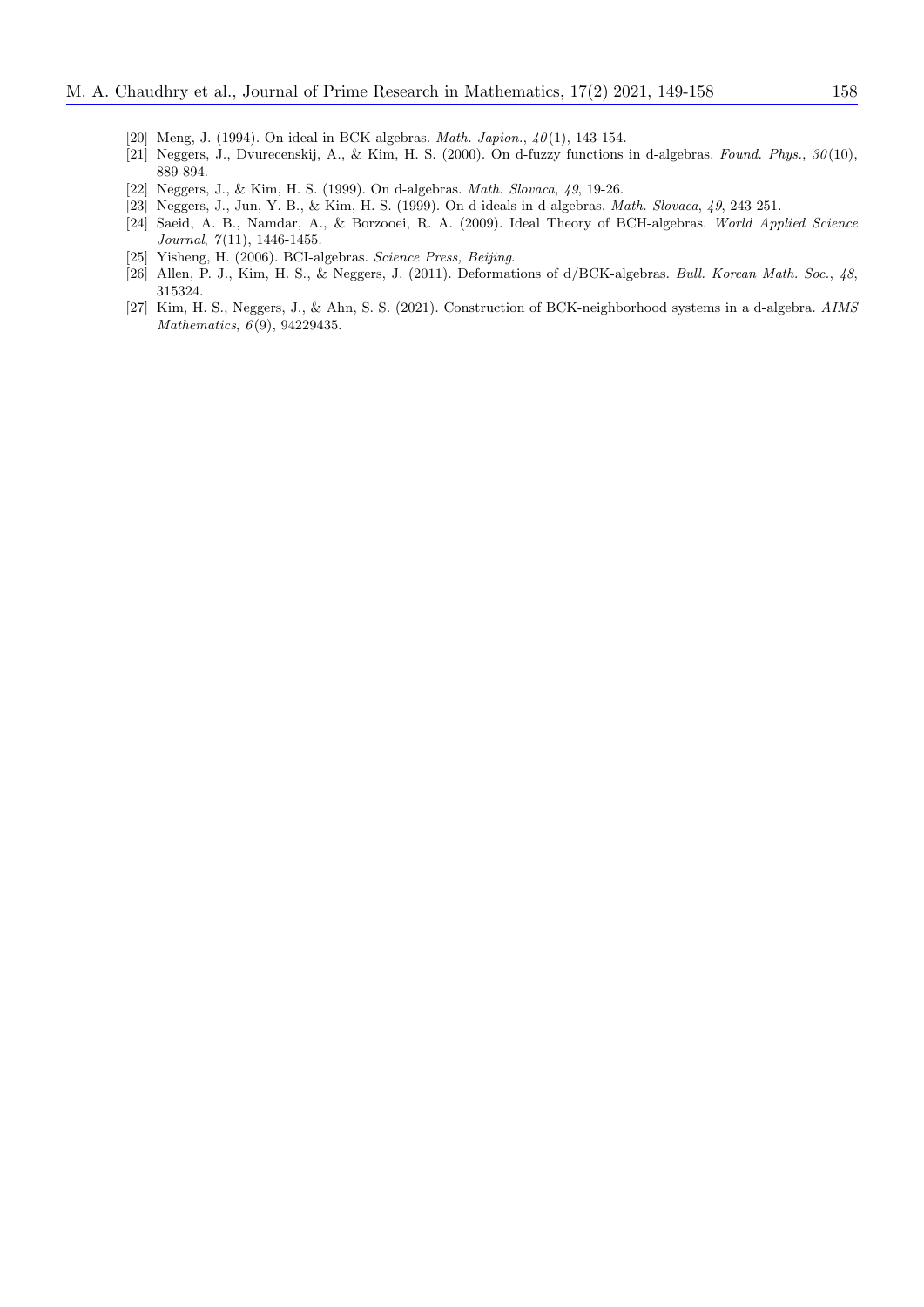[20] Meng, J. (1994). On ideal in BCK-algebras. *Math. Japion.*, *40*(1), 143-154.

[21] Neggers, J., Dvurecenskij, A., & Kim, H. S. (2000). On d-fuzzy functions in d-algebras. *Found. Phys.*, *30*(10), 889-894.

[22] Neggers, J., & Kim, H. S. (1999). On d-algebras. *Math. Slovaca*, *49*, 19-26.

[23] Neggers, J., Jun, Y. B., & Kim, H. S. (1999). On d-ideals in d-algebras. *Math. Slovaca*, *49*, 243-251.

[24] Saeid, A. B., Namdar, A., & Borzooei, R. A. (2009). Ideal Theory of BCH-algebras. *World Applied Science Journal*, *7*(11), 1446-1455.

[25] Yisheng, H. (2006). BCI-algebras. *Science Press, Beijing*.

[26] Allen, P. J., Kim, H. S., & Neggers, J. (2011). Deformations of d/BCK-algebras. *Bull. Korean Math. Soc.*, *48*, 315324.

[27] Kim, H. S., Neggers, J., & Ahn, S. S. (2021). Construction of BCK-neighborhood systems in a d-algebra. *AIMS Mathematics*, *6*(9), 94229435.